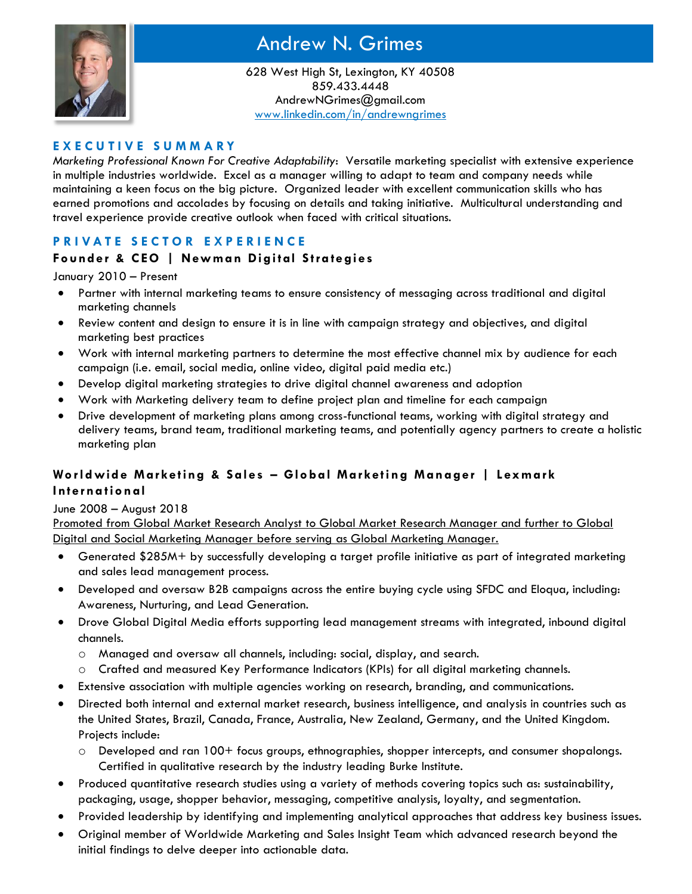# Andrew N. Grimes

628 West High St, Lexington, KY 40508
859.433.4448
AndrewNGrimes@gmail.com
[www.linkedin.com/in/andrewngrimes](http://www.linkedin.com/in/andrewngrimes)

## EXECUTIVE SUMMARY

*Marketing Professional Known For Creative Adaptability*: Versatile marketing specialist with extensive experience in multiple industries worldwide. Excel as a manager willing to adapt to team and company needs while maintaining a keen focus on the big picture. Organized leader with excellent communication skills who has earned promotions and accolades by focusing on details and taking initiative. Multicultural understanding and travel experience provide creative outlook when faced with critical situations.

## PRIVATE SECTOR EXPERIENCE

### Founder & CEO | Newman Digital Strategies

January 2010 – Present

- Partner with internal marketing teams to ensure consistency of messaging across traditional and digital marketing channels
- Review content and design to ensure it is in line with campaign strategy and objectives, and digital marketing best practices
- Work with internal marketing partners to determine the most effective channel mix by audience for each campaign (i.e. email, social media, online video, digital paid media etc.)
- Develop digital marketing strategies to drive digital channel awareness and adoption
- Work with Marketing delivery team to define project plan and timeline for each campaign
- Drive development of marketing plans among cross-functional teams, working with digital strategy and delivery teams, brand team, traditional marketing teams, and potentially agency partners to create a holistic marketing plan

### Worldwide Marketing & Sales – Global Marketing Manager | Lexmark International

June 2008 – August 2018

<u>Promoted from Global Market Research Analyst to Global Market Research Manager and further to Global Digital and Social Marketing Manager before serving as Global Marketing Manager.</u>

- Generated $285M+ by successfully developing a target profile initiative as part of integrated marketing and sales lead management process.
- Developed and oversaw B2B campaigns across the entire buying cycle using SFDC and Eloqua, including: Awareness, Nurturing, and Lead Generation.
- Drove Global Digital Media efforts supporting lead management streams with integrated, inbound digital channels.
  - Managed and oversaw all channels, including: social, display, and search.
  - Crafted and measured Key Performance Indicators (KPIs) for all digital marketing channels.
- Extensive association with multiple agencies working on research, branding, and communications.
- Directed both internal and external market research, business intelligence, and analysis in countries such as the United States, Brazil, Canada, France, Australia, New Zealand, Germany, and the United Kingdom. Projects include:
  - Developed and ran 100+ focus groups, ethnographies, shopper intercepts, and consumer shopalongs. Certified in qualitative research by the industry leading Burke Institute.
- Produced quantitative research studies using a variety of methods covering topics such as: sustainability, packaging, usage, shopper behavior, messaging, competitive analysis, loyalty, and segmentation.
- Provided leadership by identifying and implementing analytical approaches that address key business issues.
- Original member of Worldwide Marketing and Sales Insight Team which advanced research beyond the initial findings to delve deeper into actionable data.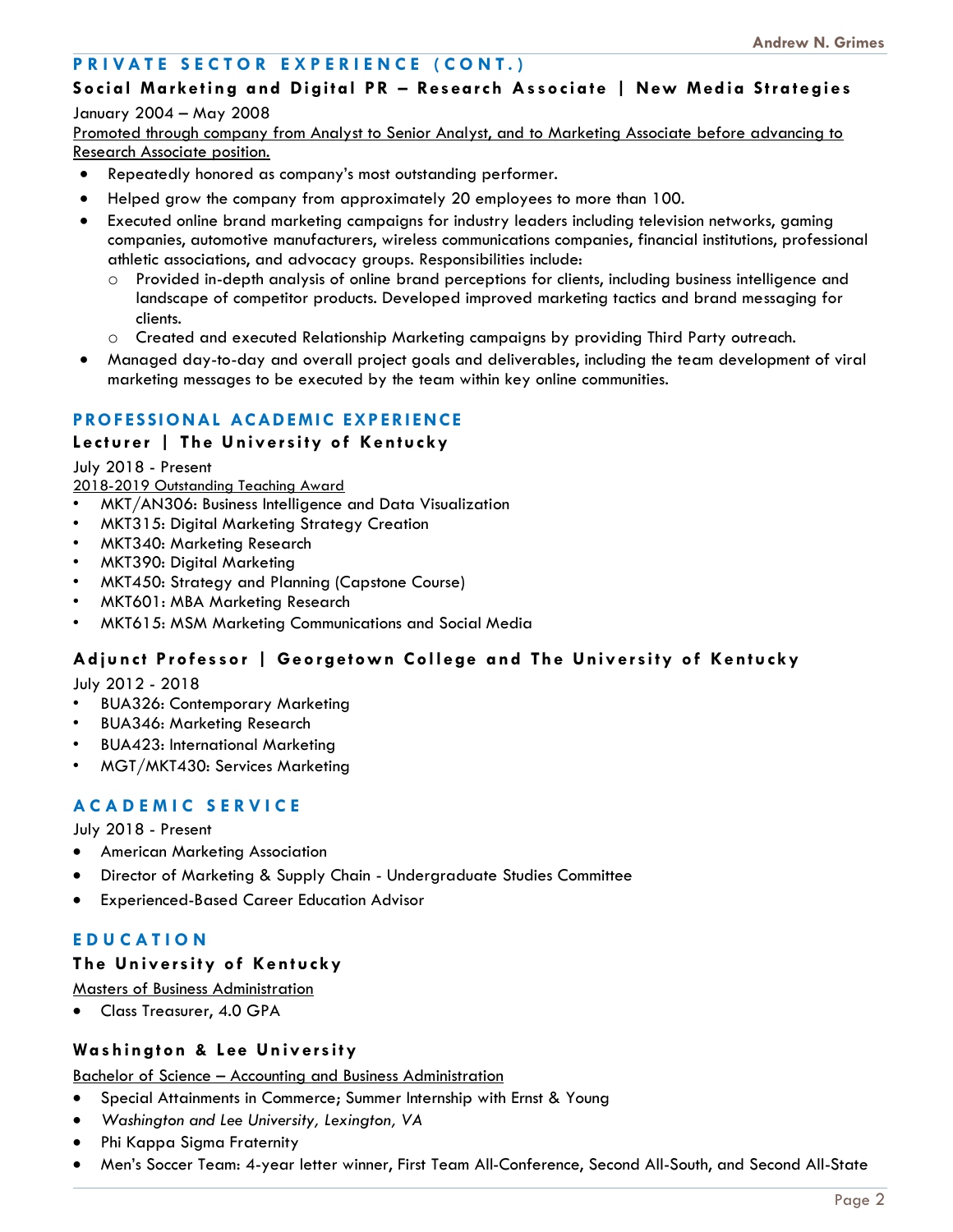## PRIVATE SECTOR EXPERIENCE (CONT.)

### Social Marketing and Digital PR – Research Associate | New Media Strategies

January 2004 – May 2008

Promoted through company from Analyst to Senior Analyst, and to Marketing Associate before advancing to Research Associate position.

- Repeatedly honored as company's most outstanding performer.
- Helped grow the company from approximately 20 employees to more than 100.
- Executed online brand marketing campaigns for industry leaders including television networks, gaming companies, automotive manufacturers, wireless communications companies, financial institutions, professional athletic associations, and advocacy groups. Responsibilities include:
  - Provided in-depth analysis of online brand perceptions for clients, including business intelligence and landscape of competitor products. Developed improved marketing tactics and brand messaging for clients.
  - Created and executed Relationship Marketing campaigns by providing Third Party outreach.
- Managed day-to-day and overall project goals and deliverables, including the team development of viral marketing messages to be executed by the team within key online communities.

## PROFESSIONAL ACADEMIC EXPERIENCE

### Lecturer | The University of Kentucky

July 2018 - Present

2018-2019 Outstanding Teaching Award

- MKT/AN306: Business Intelligence and Data Visualization
- MKT315: Digital Marketing Strategy Creation
- MKT340: Marketing Research
- MKT390: Digital Marketing
- MKT450: Strategy and Planning (Capstone Course)
- MKT601: MBA Marketing Research
- MKT615: MSM Marketing Communications and Social Media

### Adjunct Professor | Georgetown College and The University of Kentucky

July 2012 - 2018

- BUA326: Contemporary Marketing
- BUA346: Marketing Research
- BUA423: International Marketing
- MGT/MKT430: Services Marketing

## ACADEMIC SERVICE

July 2018 - Present

- American Marketing Association
- Director of Marketing & Supply Chain - Undergraduate Studies Committee
- Experienced-Based Career Education Advisor

## EDUCATION

### The University of Kentucky

Masters of Business Administration

- Class Treasurer, 4.0 GPA

### Washington & Lee University

Bachelor of Science – Accounting and Business Administration

- Special Attainments in Commerce; Summer Internship with Ernst & Young
- *Washington and Lee University, Lexington, VA*
- Phi Kappa Sigma Fraternity
- Men's Soccer Team: 4-year letter winner, First Team All-Conference, Second All-South, and Second All-State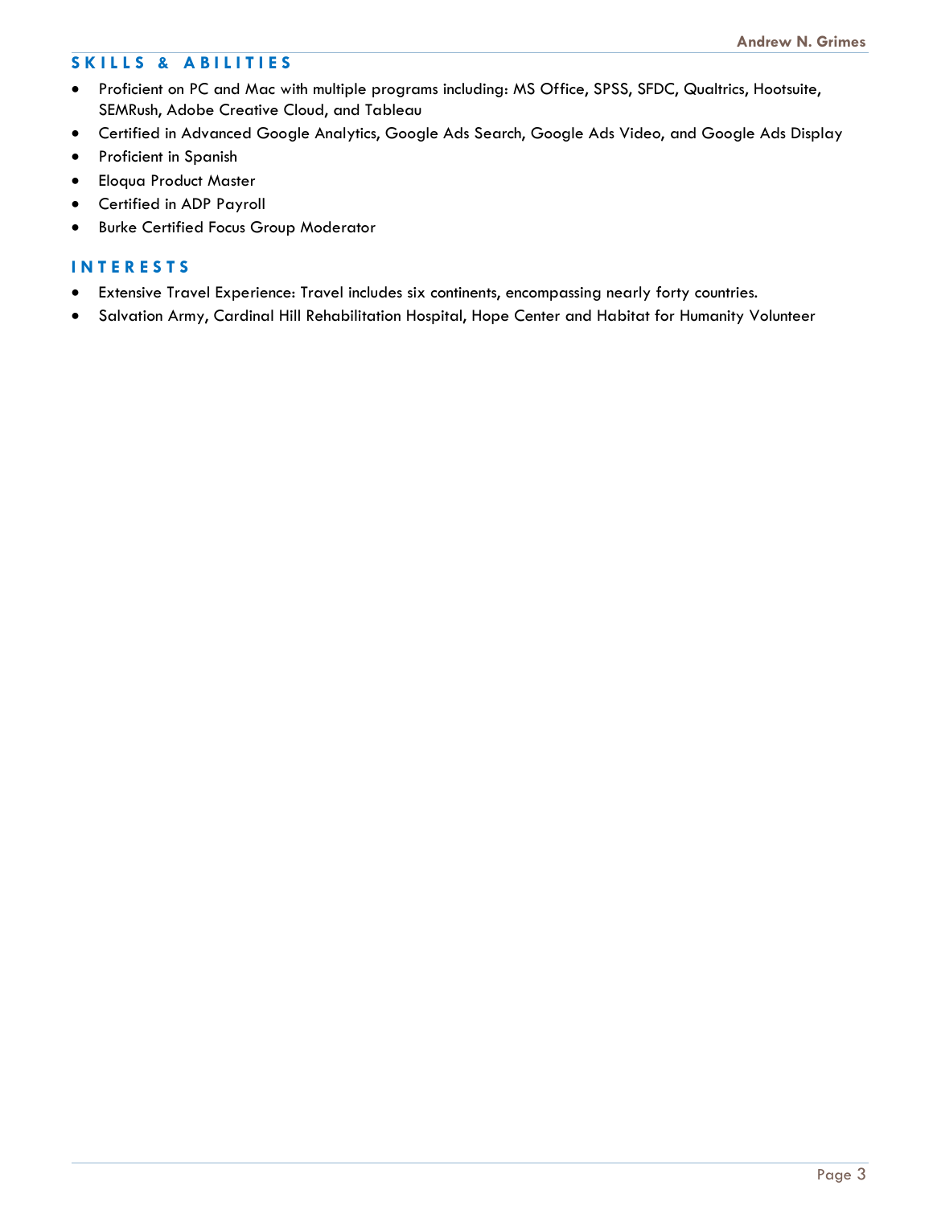## SKILLS & ABILITIES

- Proficient on PC and Mac with multiple programs including: MS Office, SPSS, SFDC, Qualtrics, Hootsuite, SEMRush, Adobe Creative Cloud, and Tableau
- Certified in Advanced Google Analytics, Google Ads Search, Google Ads Video, and Google Ads Display
- Proficient in Spanish
- Eloqua Product Master
- Certified in ADP Payroll
- Burke Certified Focus Group Moderator

## INTERESTS

- Extensive Travel Experience: Travel includes six continents, encompassing nearly forty countries.
- Salvation Army, Cardinal Hill Rehabilitation Hospital, Hope Center and Habitat for Humanity Volunteer